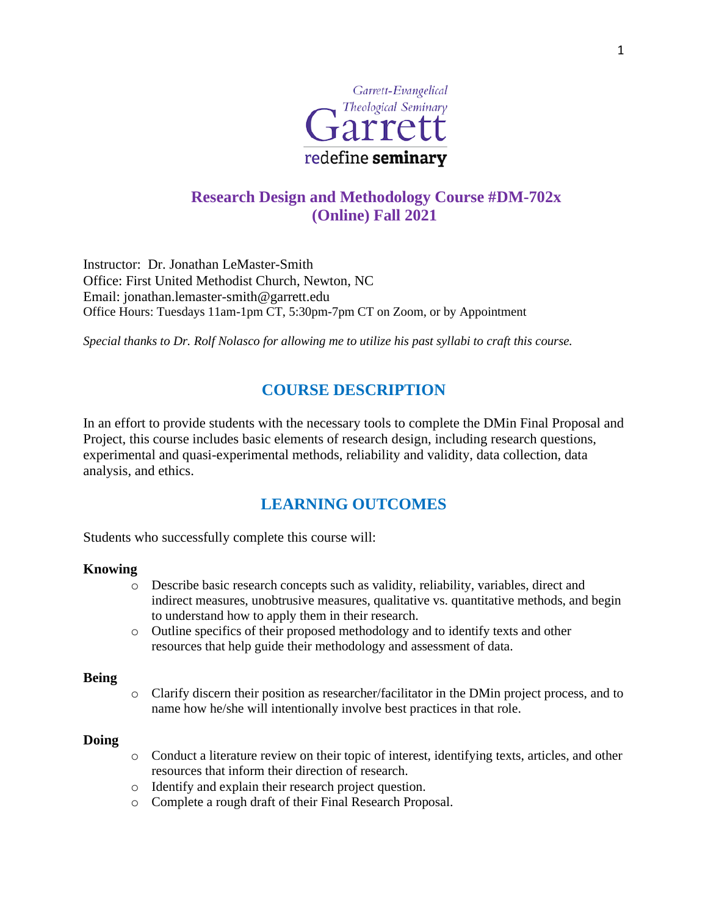Garrett-Evangelical Theological Seminary
Garrett
redefine seminary

# Research Design and Methodology Course #DM-702x (Online) Fall 2021

Instructor: Dr. Jonathan LeMaster-Smith
Office: First United Methodist Church, Newton, NC
Email: jonathan.lemaster-smith@garrett.edu
Office Hours: Tuesdays 11am-1pm CT, 5:30pm-7pm CT on Zoom, or by Appointment

*Special thanks to Dr. Rolf Nolasco for allowing me to utilize his past syllabi to craft this course.*

## COURSE DESCRIPTION

In an effort to provide students with the necessary tools to complete the DMin Final Proposal and Project, this course includes basic elements of research design, including research questions, experimental and quasi-experimental methods, reliability and validity, data collection, data analysis, and ethics.

## LEARNING OUTCOMES

Students who successfully complete this course will:

**Knowing**

- Describe basic research concepts such as validity, reliability, variables, direct and indirect measures, unobtrusive measures, qualitative vs. quantitative methods, and begin to understand how to apply them in their research.
- Outline specifics of their proposed methodology and to identify texts and other resources that help guide their methodology and assessment of data.

**Being**

- Clarify discern their position as researcher/facilitator in the DMin project process, and to name how he/she will intentionally involve best practices in that role.

**Doing**

- Conduct a literature review on their topic of interest, identifying texts, articles, and other resources that inform their direction of research.
- Identify and explain their research project question.
- Complete a rough draft of their Final Research Proposal.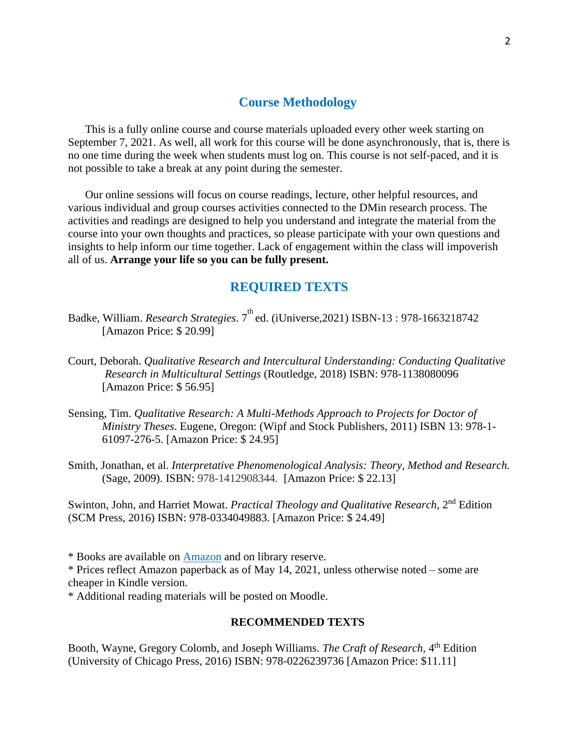## Course Methodology

This is a fully online course and course materials uploaded every other week starting on September 7, 2021. As well, all work for this course will be done asynchronously, that is, there is no one time during the week when students must log on. This course is not self-paced, and it is not possible to take a break at any point during the semester.

Our online sessions will focus on course readings, lecture, other helpful resources, and various individual and group courses activities connected to the DMin research process. The activities and readings are designed to help you understand and integrate the material from the course into your own thoughts and practices, so please participate with your own questions and insights to help inform our time together. Lack of engagement within the class will impoverish all of us. **Arrange your life so you can be fully present.**

## REQUIRED TEXTS

Badke, William. *Research Strategies*. 7th ed. (iUniverse,2021) ISBN-13 : 978-1663218742 [Amazon Price: $ 20.99]

Court, Deborah. *Qualitative Research and Intercultural Understanding: Conducting Qualitative Research in Multicultural Settings* (Routledge, 2018) ISBN: 978-1138080096 [Amazon Price: $ 56.95]

Sensing, Tim. *Qualitative Research: A Multi-Methods Approach to Projects for Doctor of Ministry Theses*. Eugene, Oregon: (Wipf and Stock Publishers, 2011) ISBN 13: 978-1-61097-276-5. [Amazon Price: $ 24.95]

Smith, Jonathan, et al. *Interpretative Phenomenological Analysis: Theory, Method and Research.* (Sage, 2009). ISBN: 978-1412908344. [Amazon Price: $ 22.13]

Swinton, John, and Harriet Mowat. *Practical Theology and Qualitative Research*, 2nd Edition (SCM Press, 2016) ISBN: 978-0334049883. [Amazon Price: $ 24.49]

* Books are available on Amazon and on library reserve.
* Prices reflect Amazon paperback as of May 14, 2021, unless otherwise noted – some are cheaper in Kindle version.
* Additional reading materials will be posted on Moodle.

### RECOMMENDED TEXTS

Booth, Wayne, Gregory Colomb, and Joseph Williams. *The Craft of Research*, 4th Edition (University of Chicago Press, 2016) ISBN: 978-0226239736 [Amazon Price: $11.11]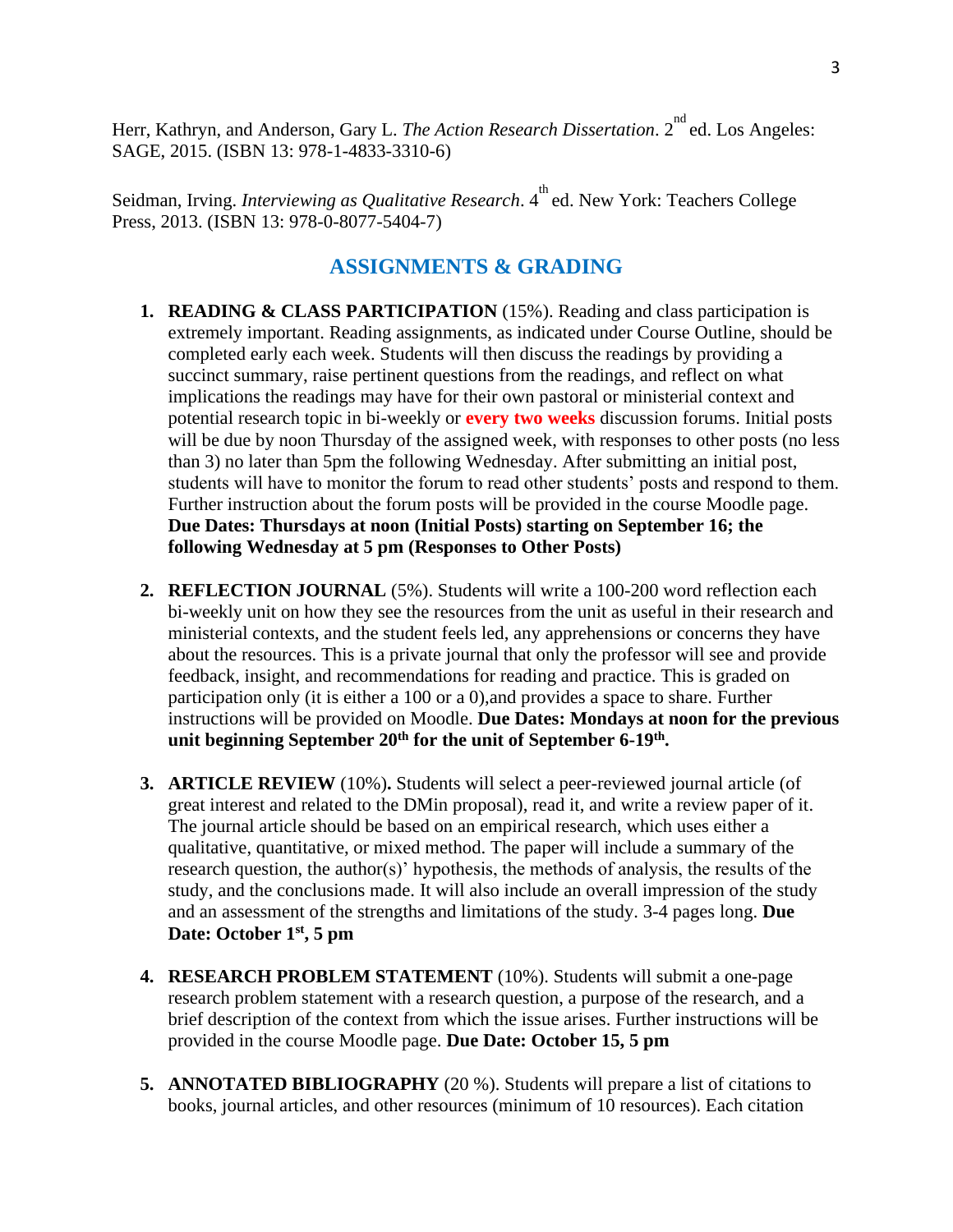Herr, Kathryn, and Anderson, Gary L. *The Action Research Dissertation*. 2nd ed. Los Angeles: SAGE, 2015. (ISBN 13: 978-1-4833-3310-6)

Seidman, Irving. *Interviewing as Qualitative Research*. 4th ed. New York: Teachers College Press, 2013. (ISBN 13: 978-0-8077-5404-7)

## ASSIGNMENTS & GRADING

1. **READING & CLASS PARTICIPATION** (15%). Reading and class participation is extremely important. Reading assignments, as indicated under Course Outline, should be completed early each week. Students will then discuss the readings by providing a succinct summary, raise pertinent questions from the readings, and reflect on what implications the readings may have for their own pastoral or ministerial context and potential research topic in bi-weekly or **every two weeks** discussion forums. Initial posts will be due by noon Thursday of the assigned week, with responses to other posts (no less than 3) no later than 5pm the following Wednesday. After submitting an initial post, students will have to monitor the forum to read other students' posts and respond to them. Further instruction about the forum posts will be provided in the course Moodle page. **Due Dates: Thursdays at noon (Initial Posts) starting on September 16; the following Wednesday at 5 pm (Responses to Other Posts)**

2. **REFLECTION JOURNAL** (5%). Students will write a 100-200 word reflection each bi-weekly unit on how they see the resources from the unit as useful in their research and ministerial contexts, and the student feels led, any apprehensions or concerns they have about the resources. This is a private journal that only the professor will see and provide feedback, insight, and recommendations for reading and practice. This is graded on participation only (it is either a 100 or a 0),and provides a space to share. Further instructions will be provided on Moodle. **Due Dates: Mondays at noon for the previous unit beginning September 20th for the unit of September 6-19th.**

3. **ARTICLE REVIEW** (10%)**.** Students will select a peer-reviewed journal article (of great interest and related to the DMin proposal), read it, and write a review paper of it. The journal article should be based on an empirical research, which uses either a qualitative, quantitative, or mixed method. The paper will include a summary of the research question, the author(s)' hypothesis, the methods of analysis, the results of the study, and the conclusions made. It will also include an overall impression of the study and an assessment of the strengths and limitations of the study. 3-4 pages long. **Due Date: October 1st, 5 pm**

4. **RESEARCH PROBLEM STATEMENT** (10%). Students will submit a one-page research problem statement with a research question, a purpose of the research, and a brief description of the context from which the issue arises. Further instructions will be provided in the course Moodle page. **Due Date: October 15, 5 pm**

5. **ANNOTATED BIBLIOGRAPHY** (20 %). Students will prepare a list of citations to books, journal articles, and other resources (minimum of 10 resources). Each citation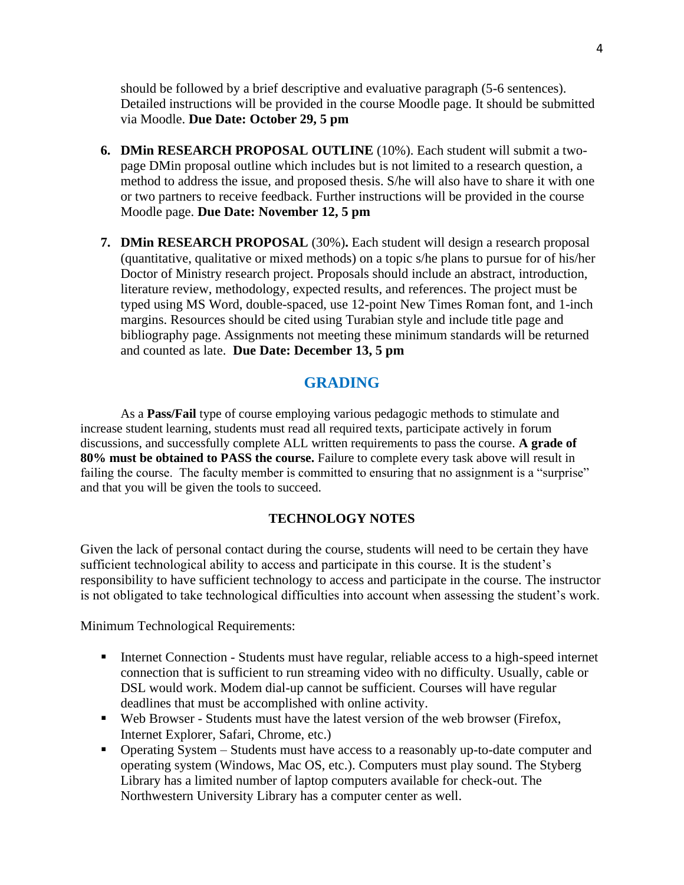should be followed by a brief descriptive and evaluative paragraph (5-6 sentences). Detailed instructions will be provided in the course Moodle page. It should be submitted via Moodle. **Due Date: October 29, 5 pm**

6. **DMin RESEARCH PROPOSAL OUTLINE** (10%). Each student will submit a two-page DMin proposal outline which includes but is not limited to a research question, a method to address the issue, and proposed thesis. S/he will also have to share it with one or two partners to receive feedback. Further instructions will be provided in the course Moodle page. **Due Date: November 12, 5 pm**

7. **DMin RESEARCH PROPOSAL** (30%)**.** Each student will design a research proposal (quantitative, qualitative or mixed methods) on a topic s/he plans to pursue for of his/her Doctor of Ministry research project. Proposals should include an abstract, introduction, literature review, methodology, expected results, and references. The project must be typed using MS Word, double-spaced, use 12-point New Times Roman font, and 1-inch margins. Resources should be cited using Turabian style and include title page and bibliography page. Assignments not meeting these minimum standards will be returned and counted as late. **Due Date: December 13, 5 pm**

## GRADING

As a **Pass/Fail** type of course employing various pedagogic methods to stimulate and increase student learning, students must read all required texts, participate actively in forum discussions, and successfully complete ALL written requirements to pass the course. **A grade of 80% must be obtained to PASS the course.** Failure to complete every task above will result in failing the course. The faculty member is committed to ensuring that no assignment is a "surprise" and that you will be given the tools to succeed.

### TECHNOLOGY NOTES

Given the lack of personal contact during the course, students will need to be certain they have sufficient technological ability to access and participate in this course. It is the student's responsibility to have sufficient technology to access and participate in the course. The instructor is not obligated to take technological difficulties into account when assessing the student's work.

Minimum Technological Requirements:

- Internet Connection - Students must have regular, reliable access to a high-speed internet connection that is sufficient to run streaming video with no difficulty. Usually, cable or DSL would work. Modem dial-up cannot be sufficient. Courses will have regular deadlines that must be accomplished with online activity.
- Web Browser - Students must have the latest version of the web browser (Firefox, Internet Explorer, Safari, Chrome, etc.)
- Operating System – Students must have access to a reasonably up-to-date computer and operating system (Windows, Mac OS, etc.). Computers must play sound. The Styberg Library has a limited number of laptop computers available for check-out. The Northwestern University Library has a computer center as well.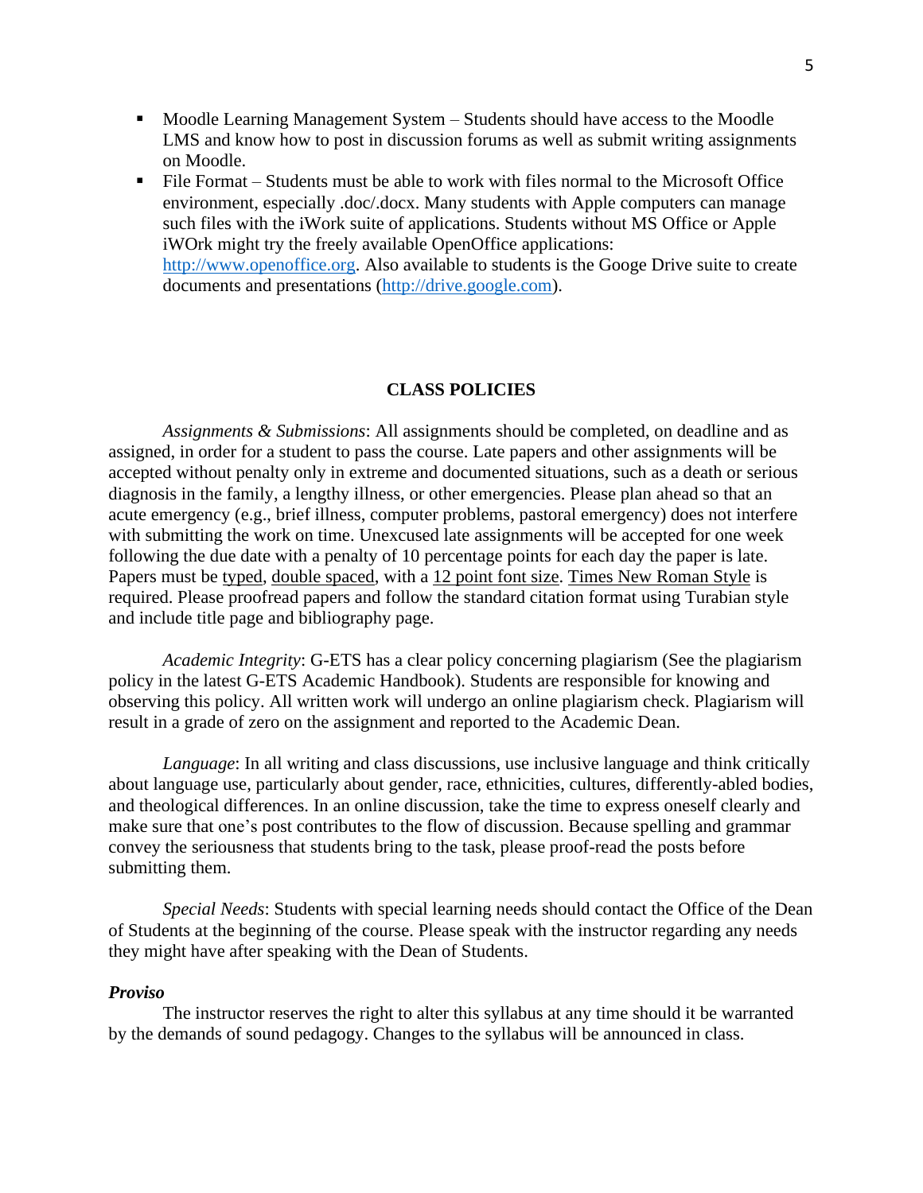- Moodle Learning Management System – Students should have access to the Moodle LMS and know how to post in discussion forums as well as submit writing assignments on Moodle.
- File Format – Students must be able to work with files normal to the Microsoft Office environment, especially .doc/.docx. Many students with Apple computers can manage such files with the iWork suite of applications. Students without MS Office or Apple iWOrk might try the freely available OpenOffice applications: http://www.openoffice.org. Also available to students is the Googe Drive suite to create documents and presentations (http://drive.google.com).

## CLASS POLICIES

*Assignments & Submissions*: All assignments should be completed, on deadline and as assigned, in order for a student to pass the course. Late papers and other assignments will be accepted without penalty only in extreme and documented situations, such as a death or serious diagnosis in the family, a lengthy illness, or other emergencies. Please plan ahead so that an acute emergency (e.g., brief illness, computer problems, pastoral emergency) does not interfere with submitting the work on time. Unexcused late assignments will be accepted for one week following the due date with a penalty of 10 percentage points for each day the paper is late. Papers must be typed, double spaced, with a 12 point font size. Times New Roman Style is required. Please proofread papers and follow the standard citation format using Turabian style and include title page and bibliography page.

*Academic Integrity*: G-ETS has a clear policy concerning plagiarism (See the plagiarism policy in the latest G-ETS Academic Handbook). Students are responsible for knowing and observing this policy. All written work will undergo an online plagiarism check. Plagiarism will result in a grade of zero on the assignment and reported to the Academic Dean.

*Language*: In all writing and class discussions, use inclusive language and think critically about language use, particularly about gender, race, ethnicities, cultures, differently-abled bodies, and theological differences. In an online discussion, take the time to express oneself clearly and make sure that one's post contributes to the flow of discussion. Because spelling and grammar convey the seriousness that students bring to the task, please proof-read the posts before submitting them.

*Special Needs*: Students with special learning needs should contact the Office of the Dean of Students at the beginning of the course. Please speak with the instructor regarding any needs they might have after speaking with the Dean of Students.

***Proviso***

The instructor reserves the right to alter this syllabus at any time should it be warranted by the demands of sound pedagogy. Changes to the syllabus will be announced in class.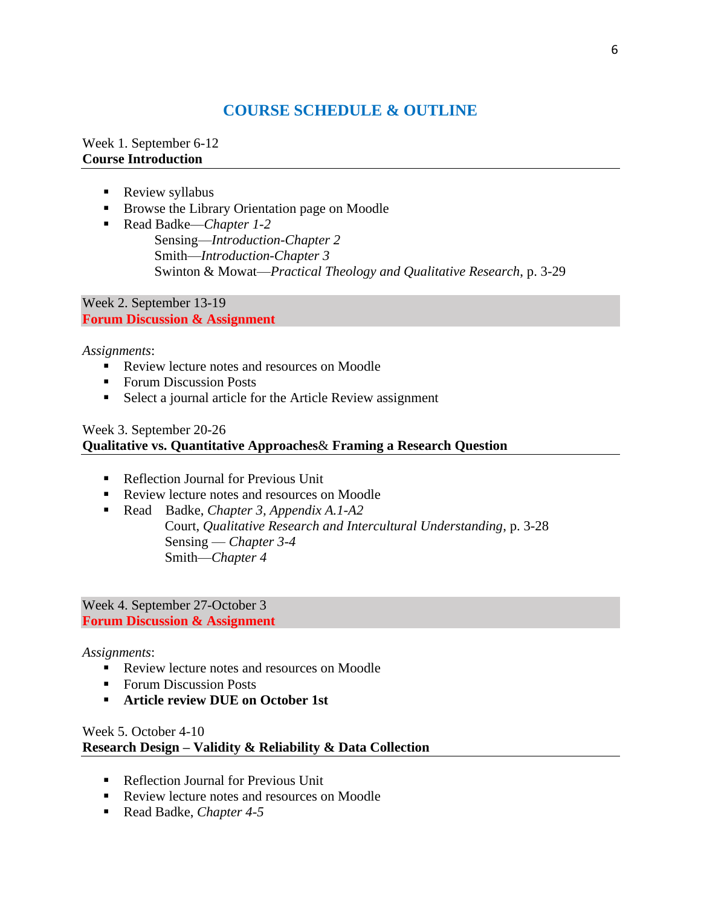# COURSE SCHEDULE & OUTLINE

Week 1. September 6-12
**Course Introduction**

- Review syllabus
- Browse the Library Orientation page on Moodle
- Read Badke—*Chapter 1-2*
  Sensing—*Introduction-Chapter 2*
  Smith—*Introduction-Chapter 3*
  Swinton & Mowat—*Practical Theology and Qualitative Research*, p. 3-29

Week 2. September 13-19
**Forum Discussion & Assignment**

*Assignments*:
- Review lecture notes and resources on Moodle
- Forum Discussion Posts
- Select a journal article for the Article Review assignment

Week 3. September 20-26
**Qualitative vs. Quantitative Approaches**& **Framing a Research Question**

- Reflection Journal for Previous Unit
- Review lecture notes and resources on Moodle
- Read Badke, *Chapter 3, Appendix A.1-A2*
  Court, *Qualitative Research and Intercultural Understanding*, p. 3-28
  Sensing — *Chapter 3-4*
  Smith—*Chapter 4*

Week 4. September 27-October 3
**Forum Discussion & Assignment**

*Assignments*:
- Review lecture notes and resources on Moodle
- Forum Discussion Posts
- **Article review DUE on October 1st**

Week 5. October 4-10
**Research Design – Validity & Reliability & Data Collection**

- Reflection Journal for Previous Unit
- Review lecture notes and resources on Moodle
- Read Badke, *Chapter 4-5*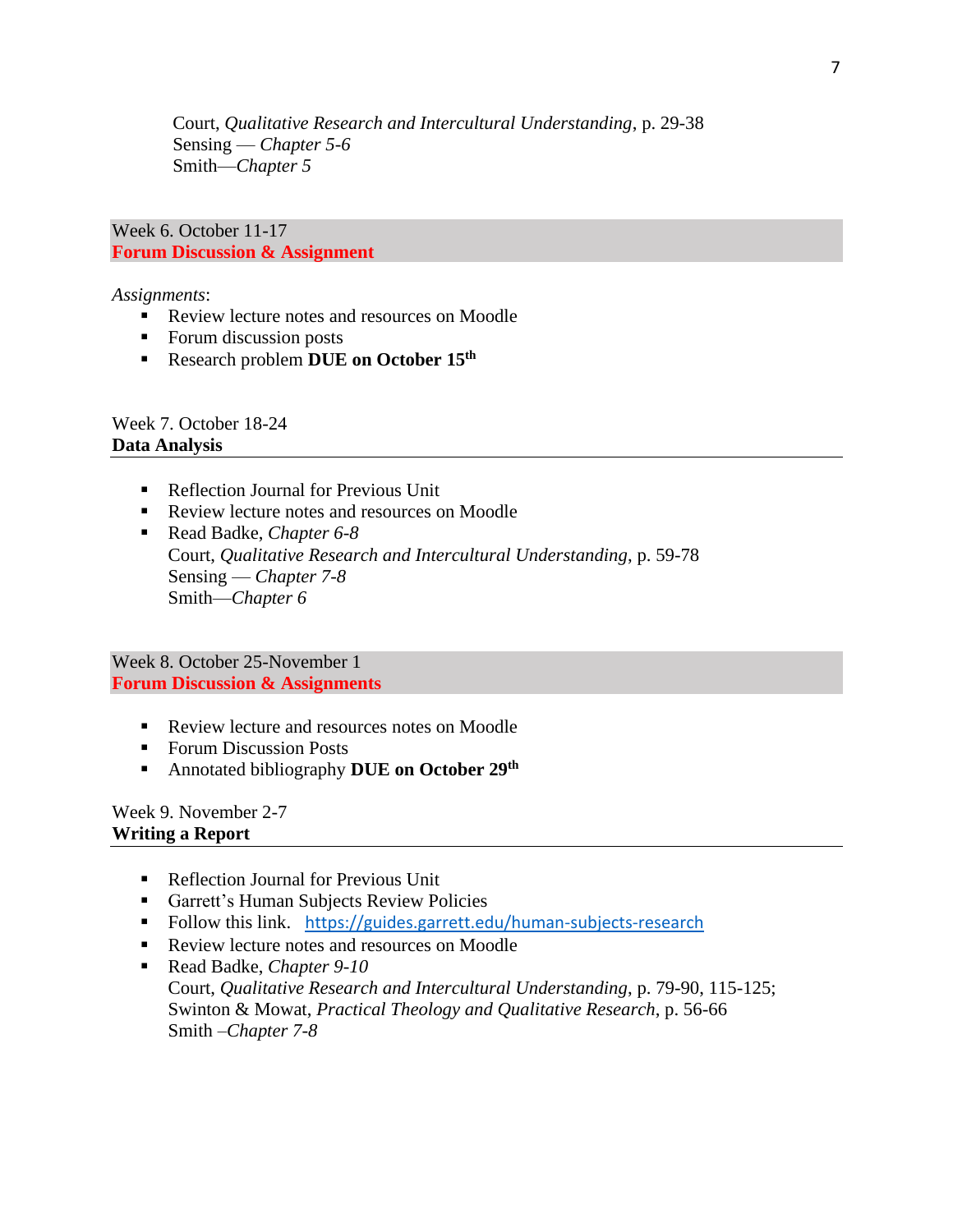Court, *Qualitative Research and Intercultural Understanding*, p. 29-38
Sensing — *Chapter 5-6*
Smith—*Chapter 5*

Week 6. October 11-17
**Forum Discussion & Assignment**

*Assignments*:

- Review lecture notes and resources on Moodle
- Forum discussion posts
- Research problem **DUE on October 15th**

Week 7. October 18-24
**Data Analysis**

- Reflection Journal for Previous Unit
- Review lecture notes and resources on Moodle
- Read Badke, *Chapter 6-8*
  Court, *Qualitative Research and Intercultural Understanding*, p. 59-78
  Sensing — *Chapter 7-8*
  Smith—*Chapter 6*

Week 8. October 25-November 1
**Forum Discussion & Assignments**

- Review lecture and resources notes on Moodle
- Forum Discussion Posts
- Annotated bibliography **DUE on October 29th**

Week 9. November 2-7
**Writing a Report**

- Reflection Journal for Previous Unit
- Garrett's Human Subjects Review Policies
- Follow this link. https://guides.garrett.edu/human-subjects-research
- Review lecture notes and resources on Moodle
- Read Badke, *Chapter 9-10*
  Court, *Qualitative Research and Intercultural Understanding*, p. 79-90, 115-125;
  Swinton & Mowat, *Practical Theology and Qualitative Research*, p. 56-66
  Smith –*Chapter 7-8*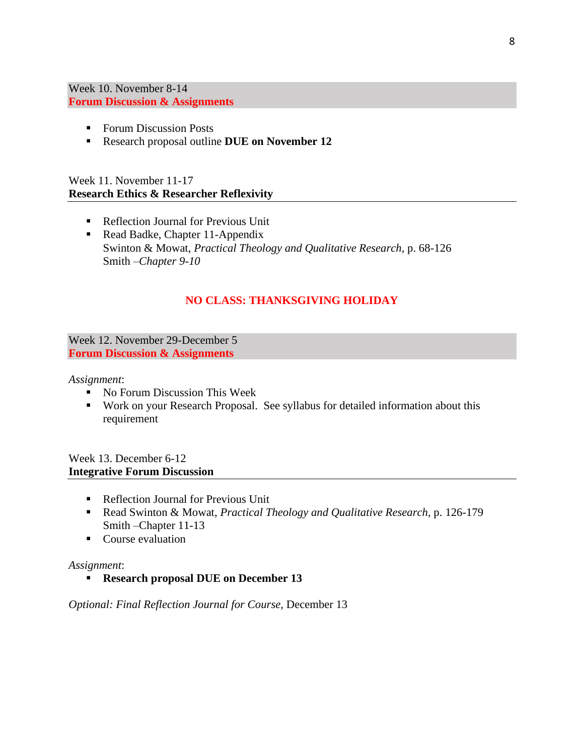Week 10. November 8-14
**Forum Discussion & Assignments**

- Forum Discussion Posts
- Research proposal outline **DUE on November 12**

Week 11. November 11-17
**Research Ethics & Researcher Reflexivity**

- Reflection Journal for Previous Unit
- Read Badke, Chapter 11-Appendix
  Swinton & Mowat, *Practical Theology and Qualitative Research*, p. 68-126
  Smith –*Chapter 9-10*

**NO CLASS: THANKSGIVING HOLIDAY**

Week 12. November 29-December 5
**Forum Discussion & Assignments**

*Assignment*:
- No Forum Discussion This Week
- Work on your Research Proposal. See syllabus for detailed information about this requirement

Week 13. December 6-12
**Integrative Forum Discussion**

- Reflection Journal for Previous Unit
- Read Swinton & Mowat, *Practical Theology and Qualitative Research*, p. 126-179
  Smith –Chapter 11-13
- Course evaluation

*Assignment*:
- **Research proposal DUE on December 13**

*Optional: Final Reflection Journal for Course,* December 13